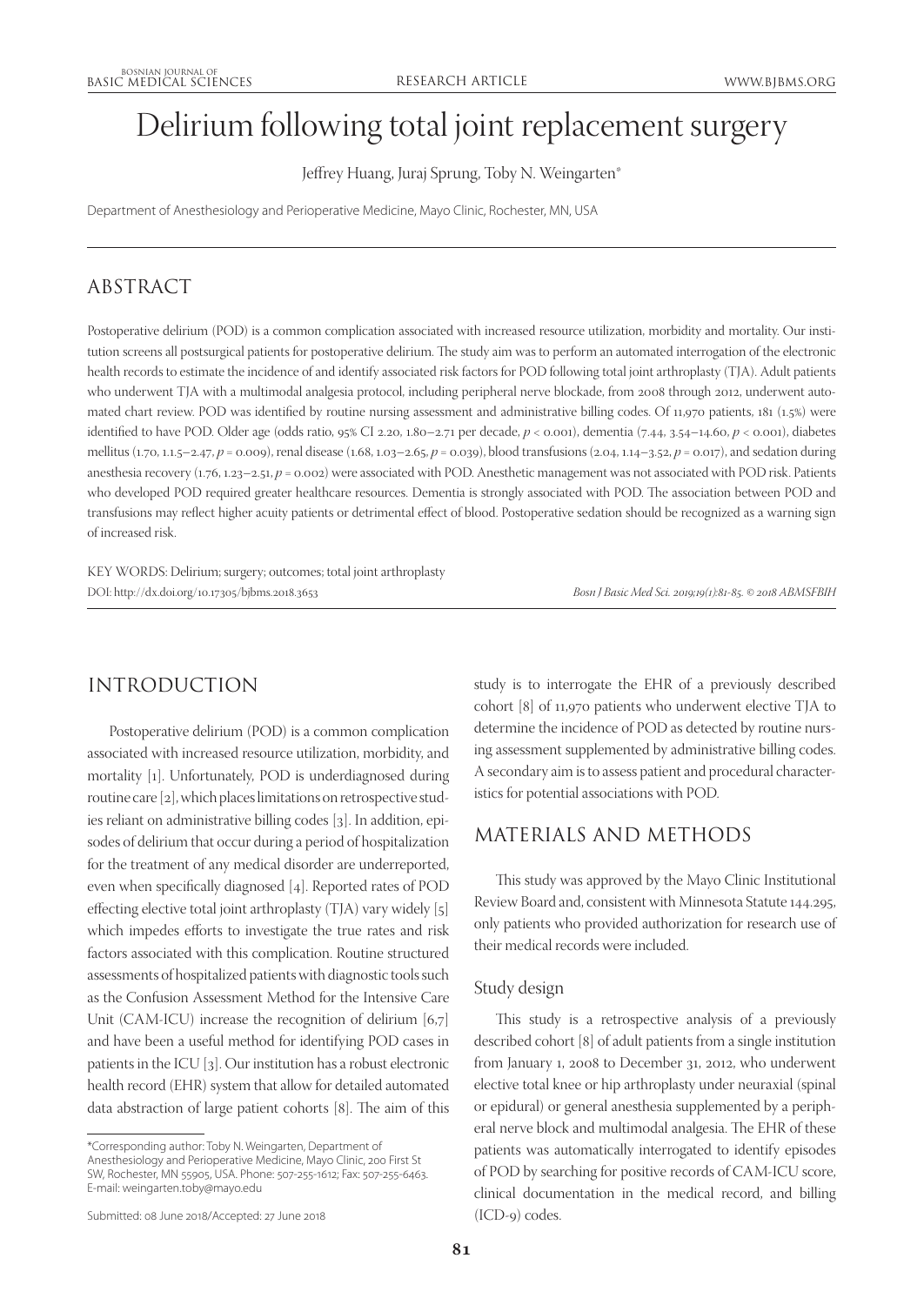# Delirium following total joint replacement surgery

Jeffrey Huang, Juraj Sprung, Toby N. Weingarten*

Department of Anesthesiology and Perioperative Medicine, Mayo Clinic, Rochester, MN, USA

## ABSTRACT

Postoperative delirium (POD) is a common complication associated with increased resource utilization, morbidity and mortality. Our institution screens all postsurgical patients for postoperative delirium. The study aim was to perform an automated interrogation of the electronic health records to estimate the incidence of and identify associated risk factors for POD following total joint arthroplasty (TJA). Adult patients who underwent TJA with a multimodal analgesia protocol, including peripheral nerve blockade, from 2008 through 2012, underwent automated chart review. POD was identified by routine nursing assessment and administrative billing codes. Of 11,970 patients, 181 (1.5%) were identified to have POD. Older age (odds ratio, 95% CI 2.20, 1.80–2.71 per decade, $p < 0.001$), dementia (7.44, 3.54–14.60, $p < 0.001$), diabetes mellitus (1.70, 1.1.5–2.47, $p = 0.009$), renal disease (1.68, 1.03–2.65, $p = 0.039$), blood transfusions (2.04, 1.14–3.52, $p = 0.017$), and sedation during anesthesia recovery (1.76, 1.23–2.51, $p = 0.002$) were associated with POD. Anesthetic management was not associated with POD risk. Patients who developed POD required greater healthcare resources. Dementia is strongly associated with POD. The association between POD and transfusions may reflect higher acuity patients or detrimental effect of blood. Postoperative sedation should be recognized as a warning sign of increased risk.

KEY WORDS: Delirium; surgery; outcomes; total joint arthroplasty

DOI: http://dx.doi.org/10.17305/bjbms.2018.3653

*Bosn J Basic Med Sci. 2019;19(1):81-85. © 2018 ABMSFBIH*

## INTRODUCTION

Postoperative delirium (POD) is a common complication associated with increased resource utilization, morbidity, and mortality [1]. Unfortunately, POD is underdiagnosed during routine care [2], which places limitations on retrospective studies reliant on administrative billing codes [3]. In addition, episodes of delirium that occur during a period of hospitalization for the treatment of any medical disorder are underreported, even when specifically diagnosed [4]. Reported rates of POD effecting elective total joint arthroplasty (TJA) vary widely [5] which impedes efforts to investigate the true rates and risk factors associated with this complication. Routine structured assessments of hospitalized patients with diagnostic tools such as the Confusion Assessment Method for the Intensive Care Unit (CAM-ICU) increase the recognition of delirium [6,7] and have been a useful method for identifying POD cases in patients in the ICU [3]. Our institution has a robust electronic health record (EHR) system that allow for detailed automated data abstraction of large patient cohorts [8]. The aim of this study is to interrogate the EHR of a previously described cohort [8] of 11,970 patients who underwent elective TJA to determine the incidence of POD as detected by routine nursing assessment supplemented by administrative billing codes. A secondary aim is to assess patient and procedural characteristics for potential associations with POD.

## MATERIALS AND METHODS

This study was approved by the Mayo Clinic Institutional Review Board and, consistent with Minnesota Statute 144.295, only patients who provided authorization for research use of their medical records were included.

### Study design

This study is a retrospective analysis of a previously described cohort [8] of adult patients from a single institution from January 1, 2008 to December 31, 2012, who underwent elective total knee or hip arthroplasty under neuraxial (spinal or epidural) or general anesthesia supplemented by a peripheral nerve block and multimodal analgesia. The EHR of these patients was automatically interrogated to identify episodes of POD by searching for positive records of CAM-ICU score, clinical documentation in the medical record, and billing (ICD-9) codes.

*Corresponding author: Toby N. Weingarten, Department of Anesthesiology and Perioperative Medicine, Mayo Clinic, 200 First St SW, Rochester, MN 55905, USA. Phone: 507-255-1612; Fax: 507-255-6463. E-mail: weingarten.toby@mayo.edu

Submitted: 08 June 2018/Accepted: 27 June 2018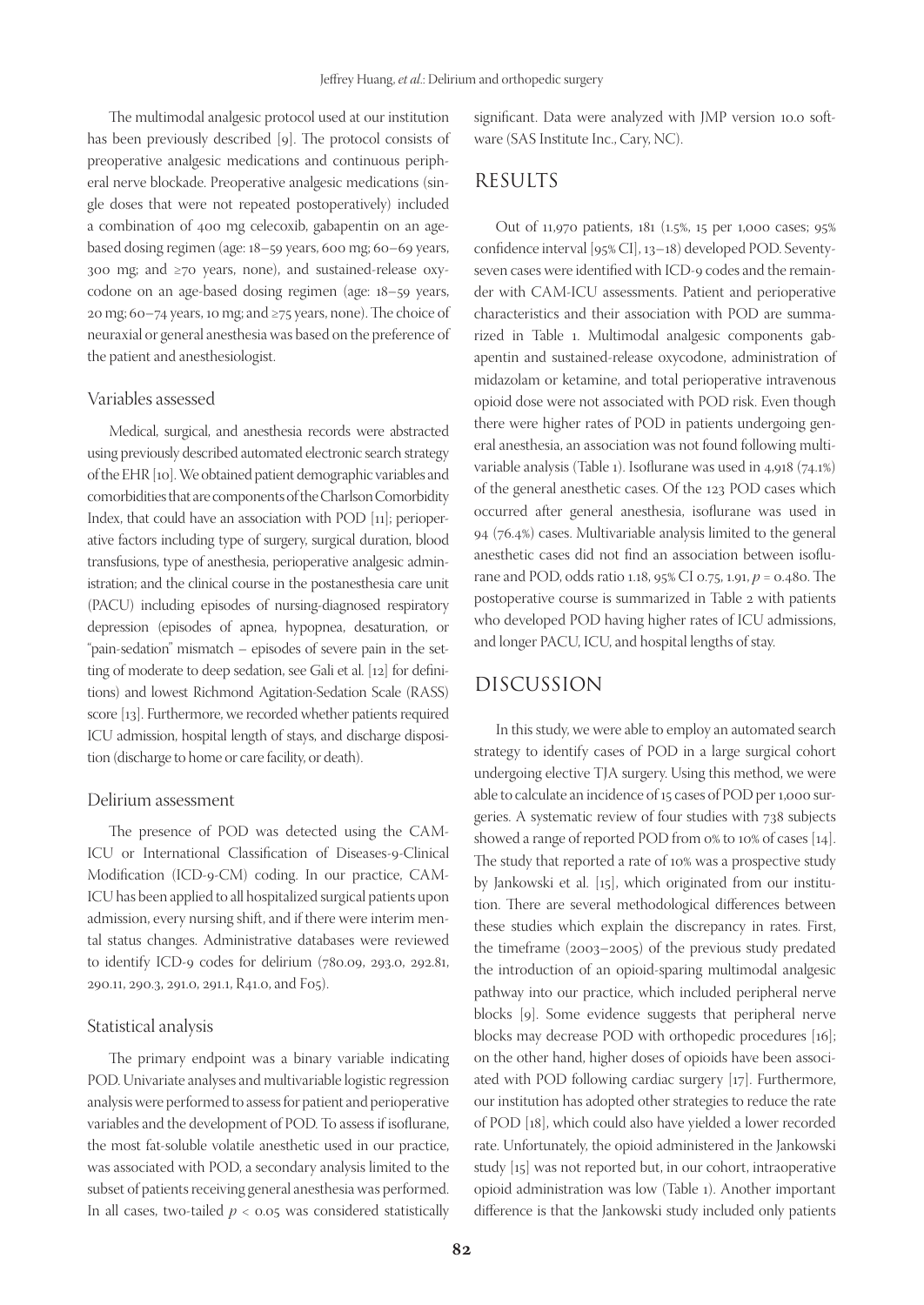The multimodal analgesic protocol used at our institution has been previously described [9]. The protocol consists of preoperative analgesic medications and continuous peripheral nerve blockade. Preoperative analgesic medications (single doses that were not repeated postoperatively) included a combination of 400 mg celecoxib, gabapentin on an age-based dosing regimen (age: 18–59 years, 600 mg; 60–69 years, 300 mg; and ≥70 years, none), and sustained-release oxycodone on an age-based dosing regimen (age: 18–59 years, 20 mg; 60–74 years, 10 mg; and ≥75 years, none). The choice of neuraxial or general anesthesia was based on the preference of the patient and anesthesiologist.

### Variables assessed

Medical, surgical, and anesthesia records were abstracted using previously described automated electronic search strategy of the EHR [10]. We obtained patient demographic variables and comorbidities that are components of the Charlson Comorbidity Index, that could have an association with POD [11]; perioperative factors including type of surgery, surgical duration, blood transfusions, type of anesthesia, perioperative analgesic administration; and the clinical course in the postanesthesia care unit (PACU) including episodes of nursing-diagnosed respiratory depression (episodes of apnea, hypopnea, desaturation, or "pain-sedation" mismatch – episodes of severe pain in the setting of moderate to deep sedation, see Gali et al. [12] for definitions) and lowest Richmond Agitation-Sedation Scale (RASS) score [13]. Furthermore, we recorded whether patients required ICU admission, hospital length of stays, and discharge disposition (discharge to home or care facility, or death).

### Delirium assessment

The presence of POD was detected using the CAM-ICU or International Classification of Diseases-9-Clinical Modification (ICD-9-CM) coding. In our practice, CAM-ICU has been applied to all hospitalized surgical patients upon admission, every nursing shift, and if there were interim mental status changes. Administrative databases were reviewed to identify ICD-9 codes for delirium (780.09, 293.0, 292.81, 290.11, 290.3, 291.0, 291.1, R41.0, and F05).

### Statistical analysis

The primary endpoint was a binary variable indicating POD. Univariate analyses and multivariable logistic regression analysis were performed to assess for patient and perioperative variables and the development of POD. To assess if isoflurane, the most fat-soluble volatile anesthetic used in our practice, was associated with POD, a secondary analysis limited to the subset of patients receiving general anesthesia was performed. In all cases, two-tailed $p < 0.05$ was considered statistically significant. Data were analyzed with JMP version 10.0 software (SAS Institute Inc., Cary, NC).

## RESULTS

Out of 11,970 patients, 181 (1.5%, 15 per 1,000 cases; 95% confidence interval [95% CI], 13–18) developed POD. Seventy-seven cases were identified with ICD-9 codes and the remainder with CAM-ICU assessments. Patient and perioperative characteristics and their association with POD are summarized in Table 1. Multimodal analgesic components gabapentin and sustained-release oxycodone, administration of midazolam or ketamine, and total perioperative intravenous opioid dose were not associated with POD risk. Even though there were higher rates of POD in patients undergoing general anesthesia, an association was not found following multivariable analysis (Table 1). Isoflurane was used in 4,918 (74.1%) of the general anesthetic cases. Of the 123 POD cases which occurred after general anesthesia, isoflurane was used in 94 (76.4%) cases. Multivariable analysis limited to the general anesthetic cases did not find an association between isoflurane and POD, odds ratio 1.18, 95% CI 0.75, 1.91, $p = 0.480$. The postoperative course is summarized in Table 2 with patients who developed POD having higher rates of ICU admissions, and longer PACU, ICU, and hospital lengths of stay.

## DISCUSSION

In this study, we were able to employ an automated search strategy to identify cases of POD in a large surgical cohort undergoing elective TJA surgery. Using this method, we were able to calculate an incidence of 15 cases of POD per 1,000 surgeries. A systematic review of four studies with 738 subjects showed a range of reported POD from 0% to 10% of cases [14]. The study that reported a rate of 10% was a prospective study by Jankowski et al. [15], which originated from our institution. There are several methodological differences between these studies which explain the discrepancy in rates. First, the timeframe (2003–2005) of the previous study predated the introduction of an opioid-sparing multimodal analgesic pathway into our practice, which included peripheral nerve blocks [9]. Some evidence suggests that peripheral nerve blocks may decrease POD with orthopedic procedures [16]; on the other hand, higher doses of opioids have been associated with POD following cardiac surgery [17]. Furthermore, our institution has adopted other strategies to reduce the rate of POD [18], which could also have yielded a lower recorded rate. Unfortunately, the opioid administered in the Jankowski study [15] was not reported but, in our cohort, intraoperative opioid administration was low (Table 1). Another important difference is that the Jankowski study included only patients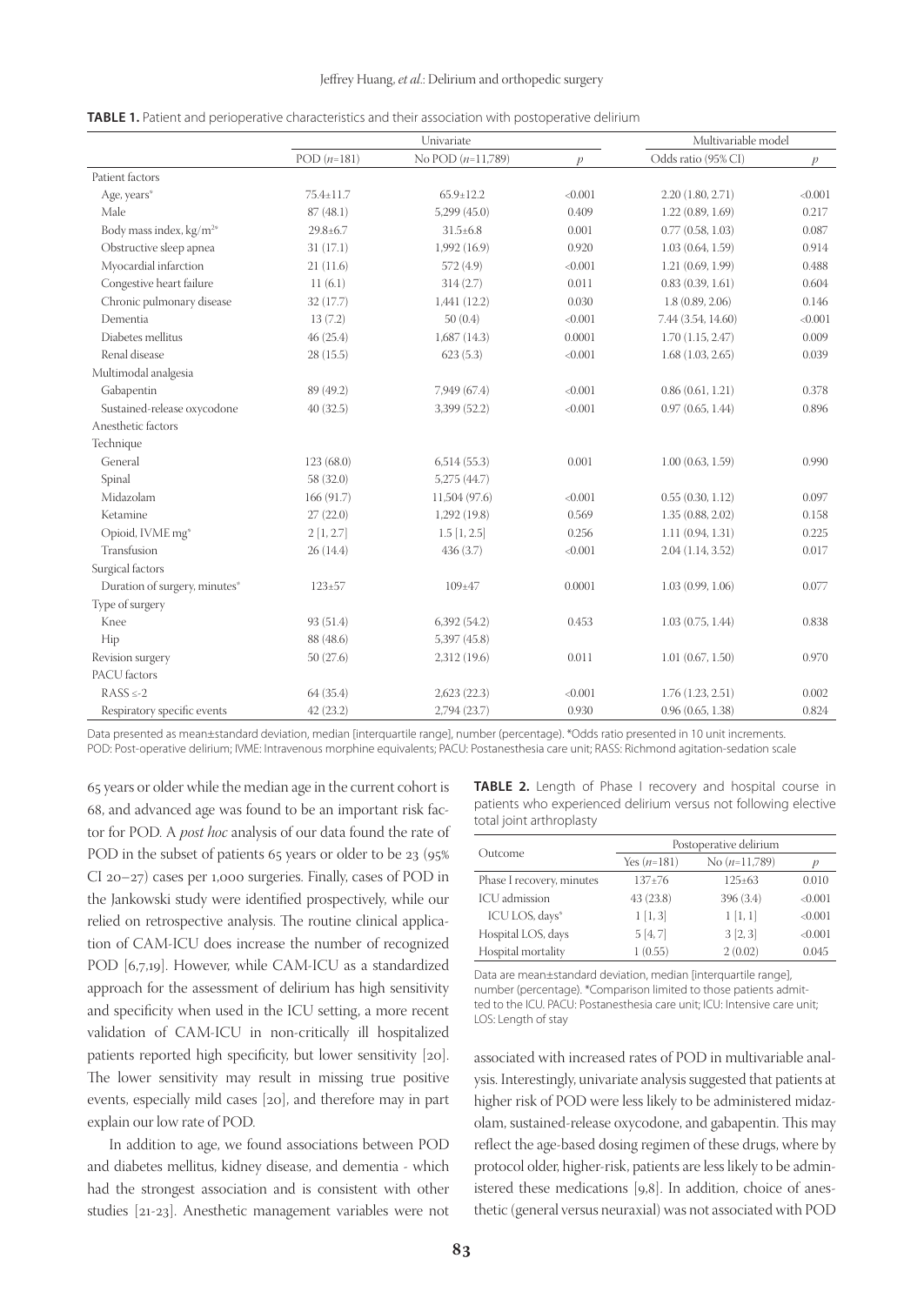**TABLE 1.** Patient and perioperative characteristics and their association with postoperative delirium

| | Univariate | | | Multivariable model | |
|---|---|---|---|---|---|
| | POD (*n*=181) | No POD (*n*=11,789) | *p* | Odds ratio (95% CI) | *p* |
| Patient factors | | | | | |
| Age, years* | 75.4±11.7 | 65.9±12.2 | <0.001 | 2.20 (1.80, 2.71) | <0.001 |
| Male | 87 (48.1) | 5,299 (45.0) | 0.409 | 1.22 (0.89, 1.69) | 0.217 |
| Body mass index, kg/m²* | 29.8±6.7 | 31.5±6.8 | 0.001 | 0.77 (0.58, 1.03) | 0.087 |
| Obstructive sleep apnea | 31 (17.1) | 1,992 (16.9) | 0.920 | 1.03 (0.64, 1.59) | 0.914 |
| Myocardial infarction | 21 (11.6) | 572 (4.9) | <0.001 | 1.21 (0.69, 1.99) | 0.488 |
| Congestive heart failure | 11 (6.1) | 314 (2.7) | 0.011 | 0.83 (0.39, 1.61) | 0.604 |
| Chronic pulmonary disease | 32 (17.7) | 1,441 (12.2) | 0.030 | 1.8 (0.89, 2.06) | 0.146 |
| Dementia | 13 (7.2) | 50 (0.4) | <0.001 | 7.44 (3.54, 14.60) | <0.001 |
| Diabetes mellitus | 46 (25.4) | 1,687 (14.3) | 0.0001 | 1.70 (1.15, 2.47) | 0.009 |
| Renal disease | 28 (15.5) | 623 (5.3) | <0.001 | 1.68 (1.03, 2.65) | 0.039 |
| Multimodal analgesia | | | | | |
| Gabapentin | 89 (49.2) | 7,949 (67.4) | <0.001 | 0.86 (0.61, 1.21) | 0.378 |
| Sustained-release oxycodone | 40 (32.5) | 3,399 (52.2) | <0.001 | 0.97 (0.65, 1.44) | 0.896 |
| Anesthetic factors | | | | | |
| Technique | | | | | |
| General | 123 (68.0) | 6,514 (55.3) | 0.001 | 1.00 (0.63, 1.59) | 0.990 |
| Spinal | 58 (32.0) | 5,275 (44.7) | | | |
| Midazolam | 166 (91.7) | 11,504 (97.6) | <0.001 | 0.55 (0.30, 1.12) | 0.097 |
| Ketamine | 27 (22.0) | 1,292 (19.8) | 0.569 | 1.35 (0.88, 2.02) | 0.158 |
| Opioid, IVME mg* | 2 [1, 2.7] | 1.5 [1, 2.5] | 0.256 | 1.11 (0.94, 1.31) | 0.225 |
| Transfusion | 26 (14.4) | 436 (3.7) | <0.001 | 2.04 (1.14, 3.52) | 0.017 |
| Surgical factors | | | | | |
| Duration of surgery, minutes* | 123±57 | 109±47 | 0.0001 | 1.03 (0.99, 1.06) | 0.077 |
| Type of surgery | | | | | |
| Knee | 93 (51.4) | 6,392 (54.2) | 0.453 | 1.03 (0.75, 1.44) | 0.838 |
| Hip | 88 (48.6) | 5,397 (45.8) | | | |
| Revision surgery | 50 (27.6) | 2,312 (19.6) | 0.011 | 1.01 (0.67, 1.50) | 0.970 |
| PACU factors | | | | | |
| RASS ≤-2 | 64 (35.4) | 2,623 (22.3) | <0.001 | 1.76 (1.23, 2.51) | 0.002 |
| Respiratory specific events | 42 (23.2) | 2,794 (23.7) | 0.930 | 0.96 (0.65, 1.38) | 0.824 |

Data presented as mean±standard deviation, median [interquartile range], number (percentage). *Odds ratio presented in 10 unit increments.
POD: Post-operative delirium; IVME: Intravenous morphine equivalents; PACU: Postanesthesia care unit; RASS: Richmond agitation-sedation scale

65 years or older while the median age in the current cohort is 68, and advanced age was found to be an important risk factor for POD. A *post hoc* analysis of our data found the rate of POD in the subset of patients 65 years or older to be 23 (95% CI 20–27) cases per 1,000 surgeries. Finally, cases of POD in the Jankowski study were identified prospectively, while our relied on retrospective analysis. The routine clinical application of CAM-ICU does increase the number of recognized POD [6,7,19]. However, while CAM-ICU as a standardized approach for the assessment of delirium has high sensitivity and specificity when used in the ICU setting, a more recent validation of CAM-ICU in non-critically ill hospitalized patients reported high specificity, but lower sensitivity [20]. The lower sensitivity may result in missing true positive events, especially mild cases [20], and therefore may in part explain our low rate of POD.

In addition to age, we found associations between POD and diabetes mellitus, kidney disease, and dementia - which had the strongest association and is consistent with other studies [21-23]. Anesthetic management variables were not associated with increased rates of POD in multivariable analysis. Interestingly, univariate analysis suggested that patients at higher risk of POD were less likely to be administered midazolam, sustained-release oxycodone, and gabapentin. This may reflect the age-based dosing regimen of these drugs, where by protocol older, higher-risk, patients are less likely to be administered these medications [9,8]. In addition, choice of anesthetic (general versus neuraxial) was not associated with POD

**TABLE 2.** Length of Phase I recovery and hospital course in patients who experienced delirium versus not following elective total joint arthroplasty

| Outcome | Postoperative delirium | | |
|---|---|---|---|
| | Yes (*n*=181) | No (*n*=11,789) | *p* |
| Phase I recovery, minutes | 137±76 | 125±63 | 0.010 |
| ICU admission | 43 (23.8) | 396 (3.4) | <0.001 |
| ICU LOS, days* | 1 [1, 3] | 1 [1, 1] | <0.001 |
| Hospital LOS, days | 5 [4, 7] | 3 [2, 3] | <0.001 |
| Hospital mortality | 1 (0.55) | 2 (0.02) | 0.045 |

Data are mean±standard deviation, median [interquartile range], number (percentage). *Comparison limited to those patients admitted to the ICU. PACU: Postanesthesia care unit; ICU: Intensive care unit; LOS: Length of stay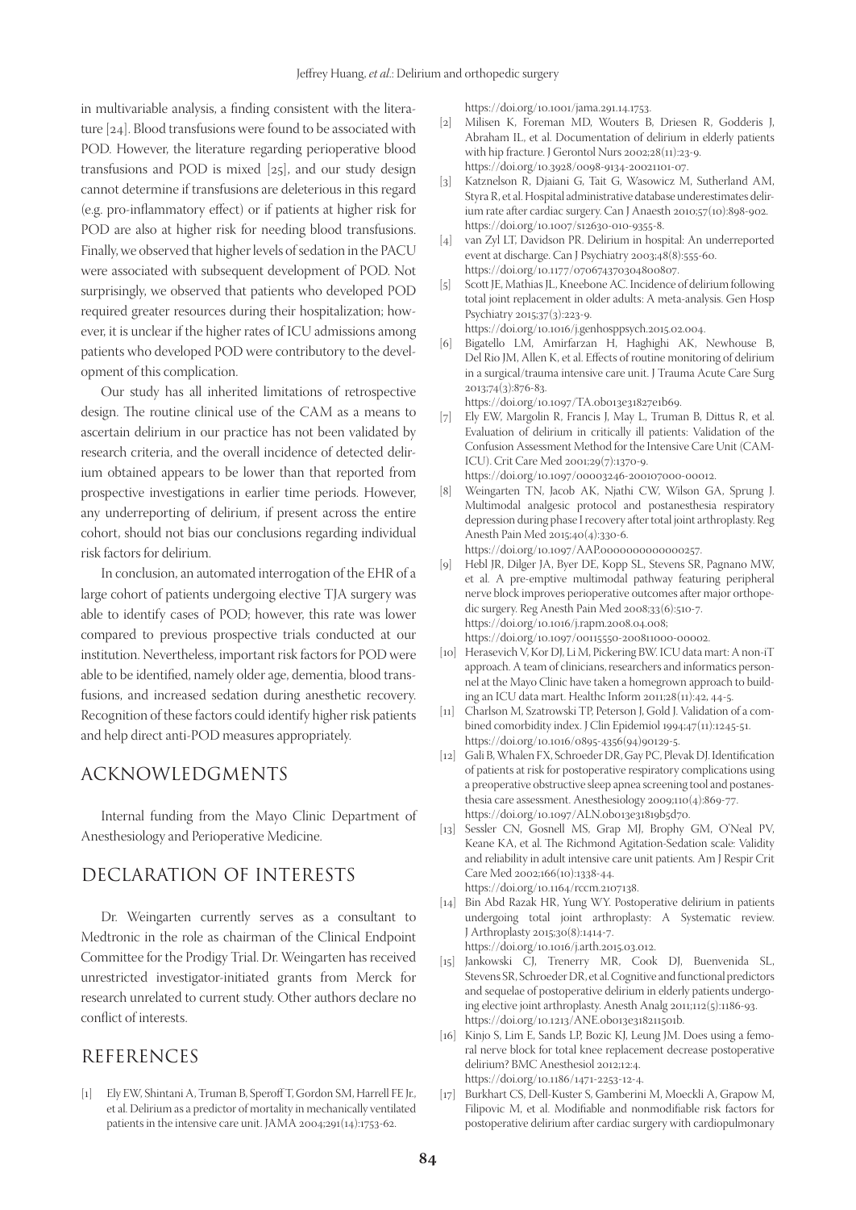in multivariable analysis, a finding consistent with the literature [24]. Blood transfusions were found to be associated with POD. However, the literature regarding perioperative blood transfusions and POD is mixed [25], and our study design cannot determine if transfusions are deleterious in this regard (e.g. pro-inflammatory effect) or if patients at higher risk for POD are also at higher risk for needing blood transfusions. Finally, we observed that higher levels of sedation in the PACU were associated with subsequent development of POD. Not surprisingly, we observed that patients who developed POD required greater resources during their hospitalization; however, it is unclear if the higher rates of ICU admissions among patients who developed POD were contributory to the development of this complication.

Our study has all inherited limitations of retrospective design. The routine clinical use of the CAM as a means to ascertain delirium in our practice has not been validated by research criteria, and the overall incidence of detected delirium obtained appears to be lower than that reported from prospective investigations in earlier time periods. However, any underreporting of delirium, if present across the entire cohort, should not bias our conclusions regarding individual risk factors for delirium.

In conclusion, an automated interrogation of the EHR of a large cohort of patients undergoing elective TJA surgery was able to identify cases of POD; however, this rate was lower compared to previous prospective trials conducted at our institution. Nevertheless, important risk factors for POD were able to be identified, namely older age, dementia, blood transfusions, and increased sedation during anesthetic recovery. Recognition of these factors could identify higher risk patients and help direct anti-POD measures appropriately.

## ACKNOWLEDGMENTS

Internal funding from the Mayo Clinic Department of Anesthesiology and Perioperative Medicine.

## DECLARATION OF INTERESTS

Dr. Weingarten currently serves as a consultant to Medtronic in the role as chairman of the Clinical Endpoint Committee for the Prodigy Trial. Dr. Weingarten has received unrestricted investigator-initiated grants from Merck for research unrelated to current study. Other authors declare no conflict of interests.

## REFERENCES

[1] Ely EW, Shintani A, Truman B, Speroff T, Gordon SM, Harrell FE Jr., et al. Delirium as a predictor of mortality in mechanically ventilated patients in the intensive care unit. JAMA 2004;291(14):1753-62. https://doi.org/10.1001/jama.291.14.1753.

[2] Milisen K, Foreman MD, Wouters B, Driesen R, Godderis J, Abraham IL, et al. Documentation of delirium in elderly patients with hip fracture. J Gerontol Nurs 2002;28(11):23-9. https://doi.org/10.3928/0098-9134-20021101-07.

[3] Katznelson R, Djaiani G, Tait G, Wasowicz M, Sutherland AM, Styra R, et al. Hospital administrative database underestimates delirium rate after cardiac surgery. Can J Anaesth 2010;57(10):898-902. https://doi.org/10.1007/s12630-010-9355-8.

[4] van Zyl LT, Davidson PR. Delirium in hospital: An underreported event at discharge. Can J Psychiatry 2003;48(8):555-60. https://doi.org/10.1177/070674370304800807.

[5] Scott JE, Mathias JL, Kneebone AC. Incidence of delirium following total joint replacement in older adults: A meta-analysis. Gen Hosp Psychiatry 2015;37(3):223-9. https://doi.org/10.1016/j.genhosppsych.2015.02.004.

[6] Bigatello LM, Amirfarzan H, Haghighi AK, Newhouse B, Del Rio JM, Allen K, et al. Effects of routine monitoring of delirium in a surgical/trauma intensive care unit. J Trauma Acute Care Surg 2013;74(3):876-83. https://doi.org/10.1097/TA.0b013e31827e1b69.

[7] Ely EW, Margolin R, Francis J, May L, Truman B, Dittus R, et al. Evaluation of delirium in critically ill patients: Validation of the Confusion Assessment Method for the Intensive Care Unit (CAM-ICU). Crit Care Med 2001;29(7):1370-9. https://doi.org/10.1097/00003246-200107000-00012.

[8] Weingarten TN, Jacob AK, Njathi CW, Wilson GA, Sprung J. Multimodal analgesic protocol and postanesthesia respiratory depression during phase I recovery after total joint arthroplasty. Reg Anesth Pain Med 2015;40(4):330-6. https://doi.org/10.1097/AAP.0000000000000257.

[9] Hebl JR, Dilger JA, Byer DE, Kopp SL, Stevens SR, Pagnano MW, et al. A pre-emptive multimodal pathway featuring peripheral nerve block improves perioperative outcomes after major orthopedic surgery. Reg Anesth Pain Med 2008;33(6):510-7. https://doi.org/10.1016/j.rapm.2008.04.008; https://doi.org/10.1097/00115550-200811000-00002.

[10] Herasevich V, Kor DJ, Li M, Pickering BW. ICU data mart: A non-iT approach. A team of clinicians, researchers and informatics personnel at the Mayo Clinic have taken a homegrown approach to building an ICU data mart. Healthc Inform 2011;28(11):42, 44-5.

[11] Charlson M, Szatrowski TP, Peterson J, Gold J. Validation of a combined comorbidity index. J Clin Epidemiol 1994;47(11):1245-51. https://doi.org/10.1016/0895-4356(94)90129-5.

[12] Gali B, Whalen FX, Schroeder DR, Gay PC, Plevak DJ. Identification of patients at risk for postoperative respiratory complications using a preoperative obstructive sleep apnea screening tool and postanesthesia care assessment. Anesthesiology 2009;110(4):869-77. https://doi.org/10.1097/ALN.0b013e31819b5d70.

[13] Sessler CN, Gosnell MS, Grap MJ, Brophy GM, O'Neal PV, Keane KA, et al. The Richmond Agitation-Sedation scale: Validity and reliability in adult intensive care unit patients. Am J Respir Crit Care Med 2002;166(10):1338-44. https://doi.org/10.1164/rccm.2107138.

[14] Bin Abd Razak HR, Yung WY. Postoperative delirium in patients undergoing total joint arthroplasty: A systematic review. J Arthroplasty 2015;30(8):1414-7. https://doi.org/10.1016/j.arth.2015.03.012.

[15] Jankowski CJ, Trenerry MR, Cook DJ, Buenvenida SL, Stevens SR, Schroeder DR, et al. Cognitive and functional predictors and sequelae of postoperative delirium in elderly patients undergoing elective joint arthroplasty. Anesth Analg 2011;112(5):1186-93. https://doi.org/10.1213/ANE.0b013e318211501b.

[16] Kinjo S, Lim E, Sands LP, Bozic KJ, Leung JM. Does using a femoral nerve block for total knee replacement decrease postoperative delirium? BMC Anesthesiol 2012;12:4. https://doi.org/10.1186/1471-2253-12-4.

[17] Burkhart CS, Dell-Kuster S, Gamberini M, Moeckli A, Grapow M, Filipovic M, et al. Modifiable and nonmodifiable risk factors for postoperative delirium after cardiac surgery with cardiopulmonary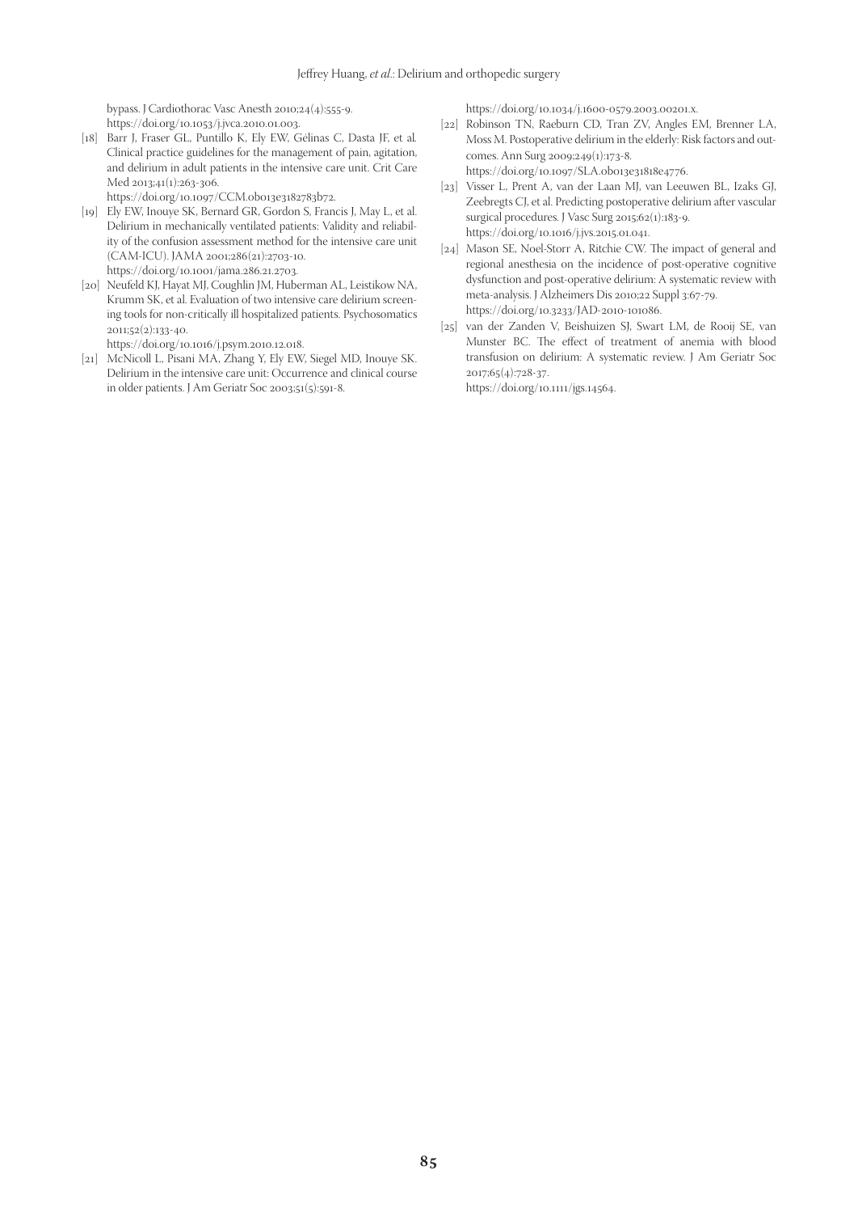bypass. J Cardiothorac Vasc Anesth 2010;24(4):555-9.
https://doi.org/10.1053/j.jvca.2010.01.003.

[18] Barr J, Fraser GL, Puntillo K, Ely EW, Gélinas C, Dasta JF, et al. Clinical practice guidelines for the management of pain, agitation, and delirium in adult patients in the intensive care unit. Crit Care Med 2013;41(1):263-306.
https://doi.org/10.1097/CCM.0b013e3182783b72.

[19] Ely EW, Inouye SK, Bernard GR, Gordon S, Francis J, May L, et al. Delirium in mechanically ventilated patients: Validity and reliability of the confusion assessment method for the intensive care unit (CAM-ICU). JAMA 2001;286(21):2703-10.
https://doi.org/10.1001/jama.286.21.2703.

[20] Neufeld KJ, Hayat MJ, Coughlin JM, Huberman AL, Leistikow NA, Krumm SK, et al. Evaluation of two intensive care delirium screening tools for non-critically ill hospitalized patients. Psychosomatics 2011;52(2):133-40.
https://doi.org/10.1016/j.psym.2010.12.018.

[21] McNicoll L, Pisani MA, Zhang Y, Ely EW, Siegel MD, Inouye SK. Delirium in the intensive care unit: Occurrence and clinical course in older patients. J Am Geriatr Soc 2003;51(5):591-8.
https://doi.org/10.1034/j.1600-0579.2003.00201.x.

[22] Robinson TN, Raeburn CD, Tran ZV, Angles EM, Brenner LA, Moss M. Postoperative delirium in the elderly: Risk factors and outcomes. Ann Surg 2009;249(1):173-8.
https://doi.org/10.1097/SLA.0b013e31818e4776.

[23] Visser L, Prent A, van der Laan MJ, van Leeuwen BL, Izaks GJ, Zeebregts CJ, et al. Predicting postoperative delirium after vascular surgical procedures. J Vasc Surg 2015;62(1):183-9.
https://doi.org/10.1016/j.jvs.2015.01.041.

[24] Mason SE, Noel-Storr A, Ritchie CW. The impact of general and regional anesthesia on the incidence of post-operative cognitive dysfunction and post-operative delirium: A systematic review with meta-analysis. J Alzheimers Dis 2010;22 Suppl 3:67-79.
https://doi.org/10.3233/JAD-2010-101086.

[25] van der Zanden V, Beishuizen SJ, Swart LM, de Rooij SE, van Munster BC. The effect of treatment of anemia with blood transfusion on delirium: A systematic review. J Am Geriatr Soc 2017;65(4):728-37.
https://doi.org/10.1111/jgs.14564.